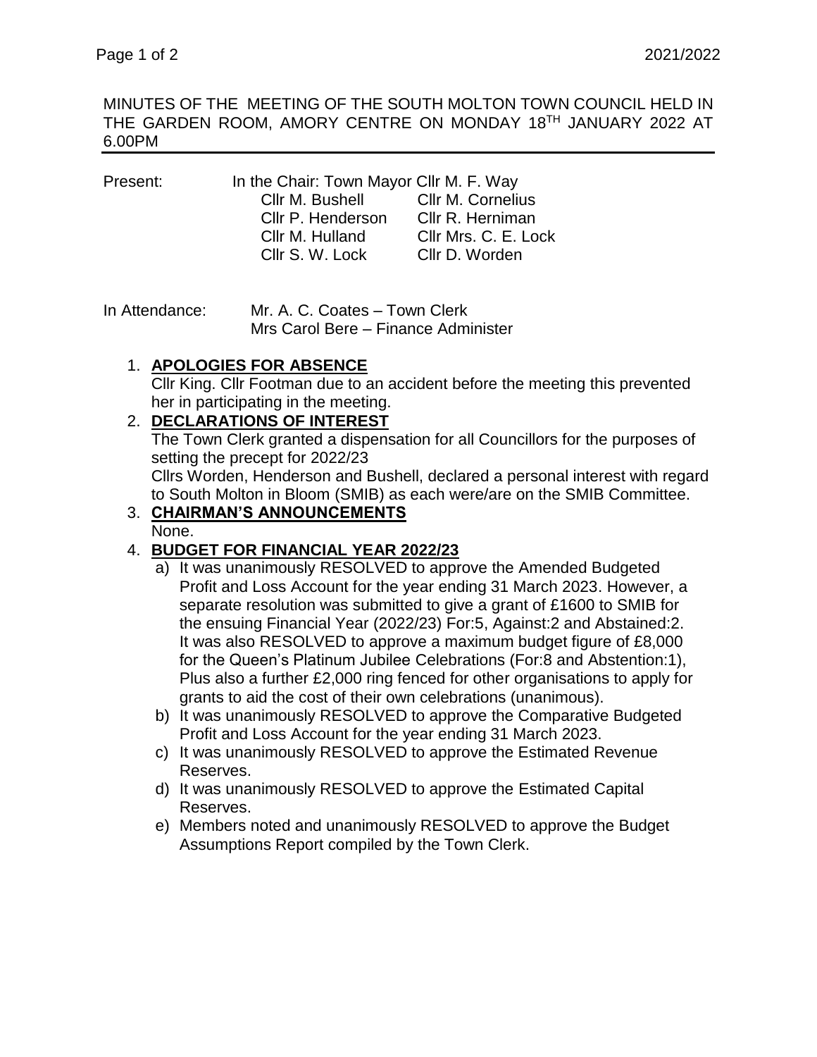MINUTES OF THE MEETING OF THE SOUTH MOLTON TOWN COUNCIL HELD IN THE GARDEN ROOM, AMORY CENTRE ON MONDAY 18TH JANUARY 2022 AT 6.00PM

Present: In the Chair: Town Mayor Cllr M. F. Way

| | |
|---|---|
| Cllr M. Bushell | Cllr M. Cornelius |
| Cllr P. Henderson | Cllr R. Herniman |
| Cllr M. Hulland | Cllr Mrs. C. E. Lock |
| Cllr S. W. Lock | Cllr D. Worden |

In Attendance: Mr. A. C. Coates – Town Clerk
Mrs Carol Bere – Finance Administer

1. **APOLOGIES FOR ABSENCE**
   Cllr King. Cllr Footman due to an accident before the meeting this prevented her in participating in the meeting.
2. **DECLARATIONS OF INTEREST**
   The Town Clerk granted a dispensation for all Councillors for the purposes of setting the precept for 2022/23
   Cllrs Worden, Henderson and Bushell, declared a personal interest with regard to South Molton in Bloom (SMIB) as each were/are on the SMIB Committee.
3. **CHAIRMAN'S ANNOUNCEMENTS**
   None.
4. **BUDGET FOR FINANCIAL YEAR 2022/23**
   a) It was unanimously RESOLVED to approve the Amended Budgeted Profit and Loss Account for the year ending 31 March 2023. However, a separate resolution was submitted to give a grant of £1600 to SMIB for the ensuing Financial Year (2022/23) For:5, Against:2 and Abstained:2. It was also RESOLVED to approve a maximum budget figure of £8,000 for the Queen's Platinum Jubilee Celebrations (For:8 and Abstention:1), Plus also a further £2,000 ring fenced for other organisations to apply for grants to aid the cost of their own celebrations (unanimous).
   b) It was unanimously RESOLVED to approve the Comparative Budgeted Profit and Loss Account for the year ending 31 March 2023.
   c) It was unanimously RESOLVED to approve the Estimated Revenue Reserves.
   d) It was unanimously RESOLVED to approve the Estimated Capital Reserves.
   e) Members noted and unanimously RESOLVED to approve the Budget Assumptions Report compiled by the Town Clerk.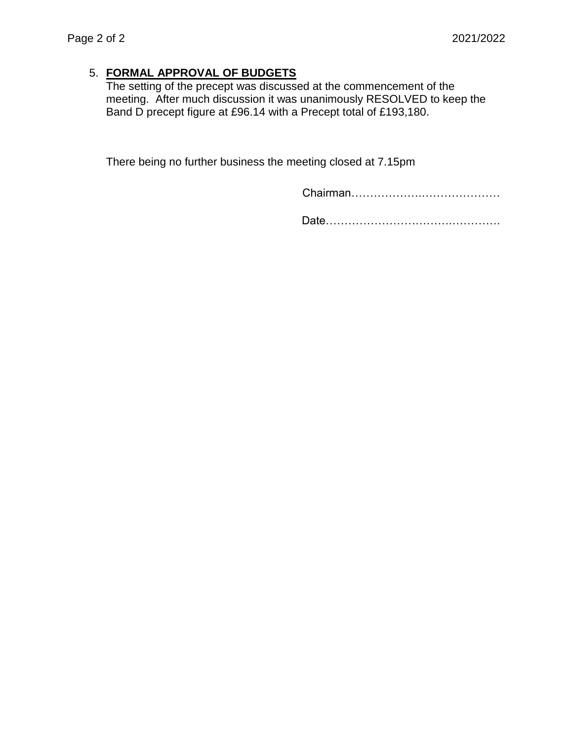5. **FORMAL APPROVAL OF BUDGETS**
   The setting of the precept was discussed at the commencement of the meeting. After much discussion it was unanimously RESOLVED to keep the Band D precept figure at £96.14 with a Precept total of £193,180.

There being no further business the meeting closed at 7.15pm

Chairman…………………………………

Date……………………………………….